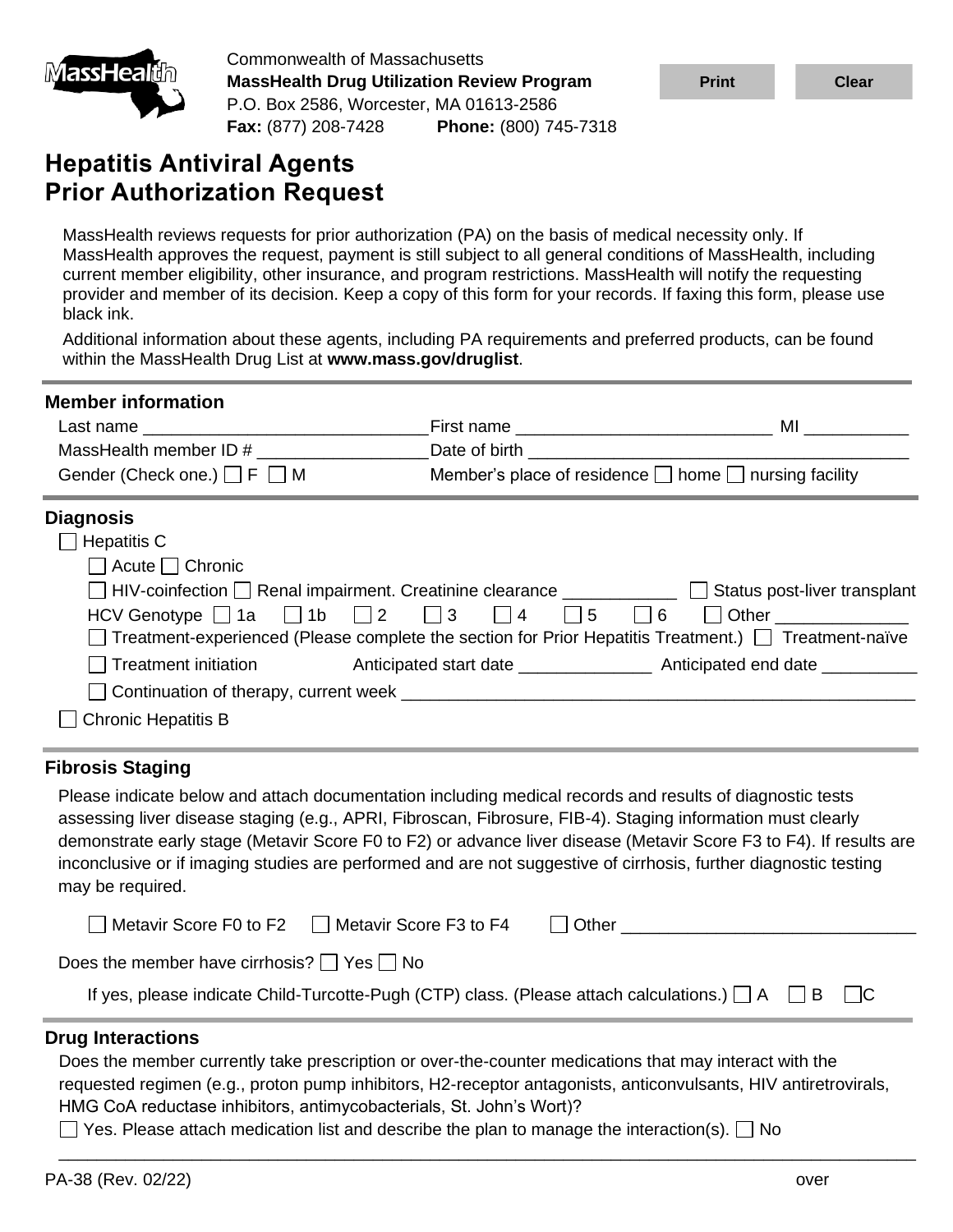Commonwealth of Massachusetts
**MassHealth Drug Utilization Review Program**
P.O. Box 2586, Worcester, MA 01613-2586
**Fax:** (877) 208-7428 **Phone:** (800) 745-7318

Print Clear

# Hepatitis Antiviral Agents Prior Authorization Request

MassHealth reviews requests for prior authorization (PA) on the basis of medical necessity only. If MassHealth approves the request, payment is still subject to all general conditions of MassHealth, including current member eligibility, other insurance, and program restrictions. MassHealth will notify the requesting provider and member of its decision. Keep a copy of this form for your records. If faxing this form, please use black ink.

Additional information about these agents, including PA requirements and preferred products, can be found within the MassHealth Drug List at **www.mass.gov/druglist**.

## Member information

Last name ______________________________ First name ___________________________ MI ___________

MassHealth member ID # _________________ Date of birth ______________________________________

Gender (Check one.) ☐ F ☐ M Member's place of residence ☐ home ☐ nursing facility

## Diagnosis

☐ Hepatitis C

☐ Acute ☐ Chronic

☐ HIV-coinfection ☐ Renal impairment. Creatinine clearance ____________ ☐ Status post-liver transplant

HCV Genotype ☐ 1a ☐ 1b ☐ 2 ☐ 3 ☐ 4 ☐ 5 ☐ 6 ☐ Other _____________

☐ Treatment-experienced (Please complete the section for Prior Hepatitis Treatment.) ☐ Treatment-naïve

☐ Treatment initiation Anticipated start date ______________ Anticipated end date __________

☐ Continuation of therapy, current week ______________________________________________________

☐ Chronic Hepatitis B

## Fibrosis Staging

Please indicate below and attach documentation including medical records and results of diagnostic tests assessing liver disease staging (e.g., APRI, Fibroscan, Fibrosure, FIB-4). Staging information must clearly demonstrate early stage (Metavir Score F0 to F2) or advance liver disease (Metavir Score F3 to F4). If results are inconclusive or if imaging studies are performed and are not suggestive of cirrhosis, further diagnostic testing may be required.

☐ Metavir Score F0 to F2 ☐ Metavir Score F3 to F4 ☐ Other ______________________________

Does the member have cirrhosis? ☐ Yes ☐ No

If yes, please indicate Child-Turcotte-Pugh (CTP) class. (Please attach calculations.) ☐ A ☐ B ☐ C

## Drug Interactions

Does the member currently take prescription or over-the-counter medications that may interact with the requested regimen (e.g., proton pump inhibitors, H2-receptor antagonists, anticonvulsants, HIV antiretrovirals, HMG CoA reductase inhibitors, antimycobacterials, St. John's Wort)?

☐ Yes. Please attach medication list and describe the plan to manage the interaction(s). ☐ No

PA-38 (Rev. 02/22) over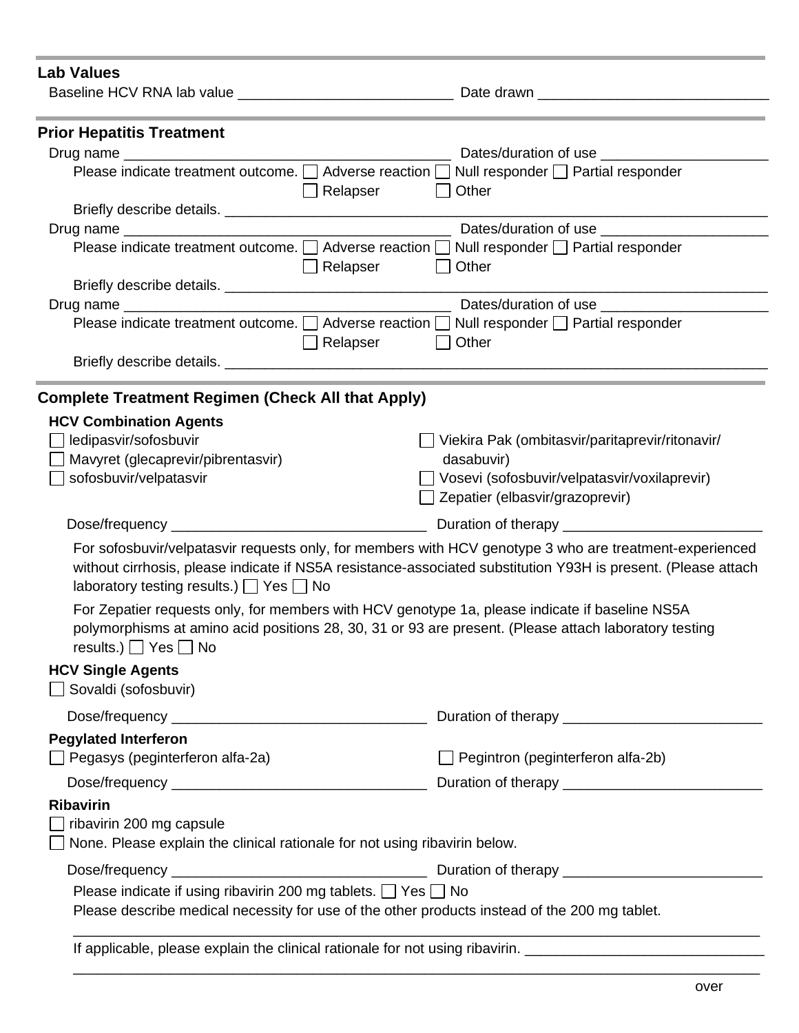## Lab Values

Baseline HCV RNA lab value ___________________________ Date drawn _____________________________

## Prior Hepatitis Treatment

Drug name ________________________________________ Dates/duration of use _____________________

Please indicate treatment outcome. ☐ Adverse reaction ☐ Null responder ☐ Partial responder ☐ Relapser ☐ Other

Briefly describe details. ______________________________________________________________________

Drug name ________________________________________ Dates/duration of use _____________________

Please indicate treatment outcome. ☐ Adverse reaction ☐ Null responder ☐ Partial responder ☐ Relapser ☐ Other

Briefly describe details. ______________________________________________________________________

Drug name ________________________________________ Dates/duration of use _____________________

Please indicate treatment outcome. ☐ Adverse reaction ☐ Null responder ☐ Partial responder ☐ Relapser ☐ Other

Briefly describe details. ______________________________________________________________________

## Complete Treatment Regimen (Check All that Apply)

### HCV Combination Agents

☐ ledipasvir/sofosbuvir

☐ Mavyret (glecaprevir/pibrentasvir)

☐ sofosbuvir/velpatasvir

☐ Viekira Pak (ombitasvir/paritaprevir/ritonavir/dasabuvir)

☐ Vosevi (sofosbuvir/velpatasvir/voxilaprevir)

☐ Zepatier (elbasvir/grazoprevir)

Dose/frequency ________________________________ Duration of therapy _________________________

For sofosbuvir/velpatasvir requests only, for members with HCV genotype 3 who are treatment-experienced without cirrhosis, please indicate if NS5A resistance-associated substitution Y93H is present. (Please attach laboratory testing results.) ☐ Yes ☐ No

For Zepatier requests only, for members with HCV genotype 1a, please indicate if baseline NS5A polymorphisms at amino acid positions 28, 30, 31 or 93 are present. (Please attach laboratory testing results.) ☐ Yes ☐ No

### HCV Single Agents

☐ Sovaldi (sofosbuvir)

Dose/frequency ________________________________ Duration of therapy _________________________

### Pegylated Interferon

☐ Pegasys (peginterferon alfa-2a)

☐ Pegintron (peginterferon alfa-2b)

Dose/frequency ________________________________ Duration of therapy _________________________

### Ribavirin

☐ ribavirin 200 mg capsule

☐ None. Please explain the clinical rationale for not using ribavirin below.

Dose/frequency ________________________________ Duration of therapy _________________________

Please indicate if using ribavirin 200 mg tablets. ☐ Yes ☐ No

Please describe medical necessity for use of the other products instead of the 200 mg tablet.

_______________________________________________________________________________________

If applicable, please explain the clinical rationale for not using ribavirin. ______________________________

_______________________________________________________________________________________

over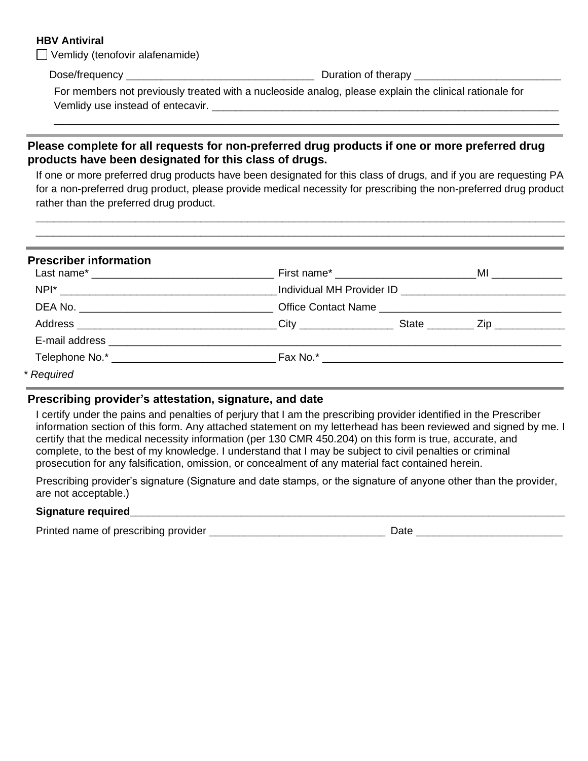**HBV Antiviral**

☐ Vemlidy (tenofovir alafenamide)

Dose/frequency ________________________________ Duration of therapy _________________________

For members not previously treated with a nucleoside analog, please explain the clinical rationale for Vemlidy use instead of entecavir. ____________________________________________________________

______________________________________________________________________________________

## Please complete for all requests for non-preferred drug products if one or more preferred drug products have been designated for this class of drugs.

If one or more preferred drug products have been designated for this class of drugs, and if you are requesting PA for a non-preferred drug product, please provide medical necessity for prescribing the non-preferred drug product rather than the preferred drug product.

______________________________________________________________________________________

______________________________________________________________________________________

## Prescriber information

Last name* _______________________________ First name* ________________________ MI ____________

NPI* _____________________________________ Individual MH Provider ID _____________________________

DEA No. _________________________________ Office Contact Name _______________________________

Address __________________________________ City ________________ State ________ Zip ____________

E-mail address _____________________________________________________________________________

Telephone No.* ____________________________ Fax No.* _________________________________________

*\* Required*

## Prescribing provider's attestation, signature, and date

I certify under the pains and penalties of perjury that I am the prescribing provider identified in the Prescriber information section of this form. Any attached statement on my letterhead has been reviewed and signed by me. I certify that the medical necessity information (per 130 CMR 450.204) on this form is true, accurate, and complete, to the best of my knowledge. I understand that I may be subject to civil penalties or criminal prosecution for any falsification, omission, or concealment of any material fact contained herein.

Prescribing provider's signature (Signature and date stamps, or the signature of anyone other than the provider, are not acceptable.)

**Signature required**______________________________________________________________________

Printed name of prescribing provider _____________________________ Date ________________________